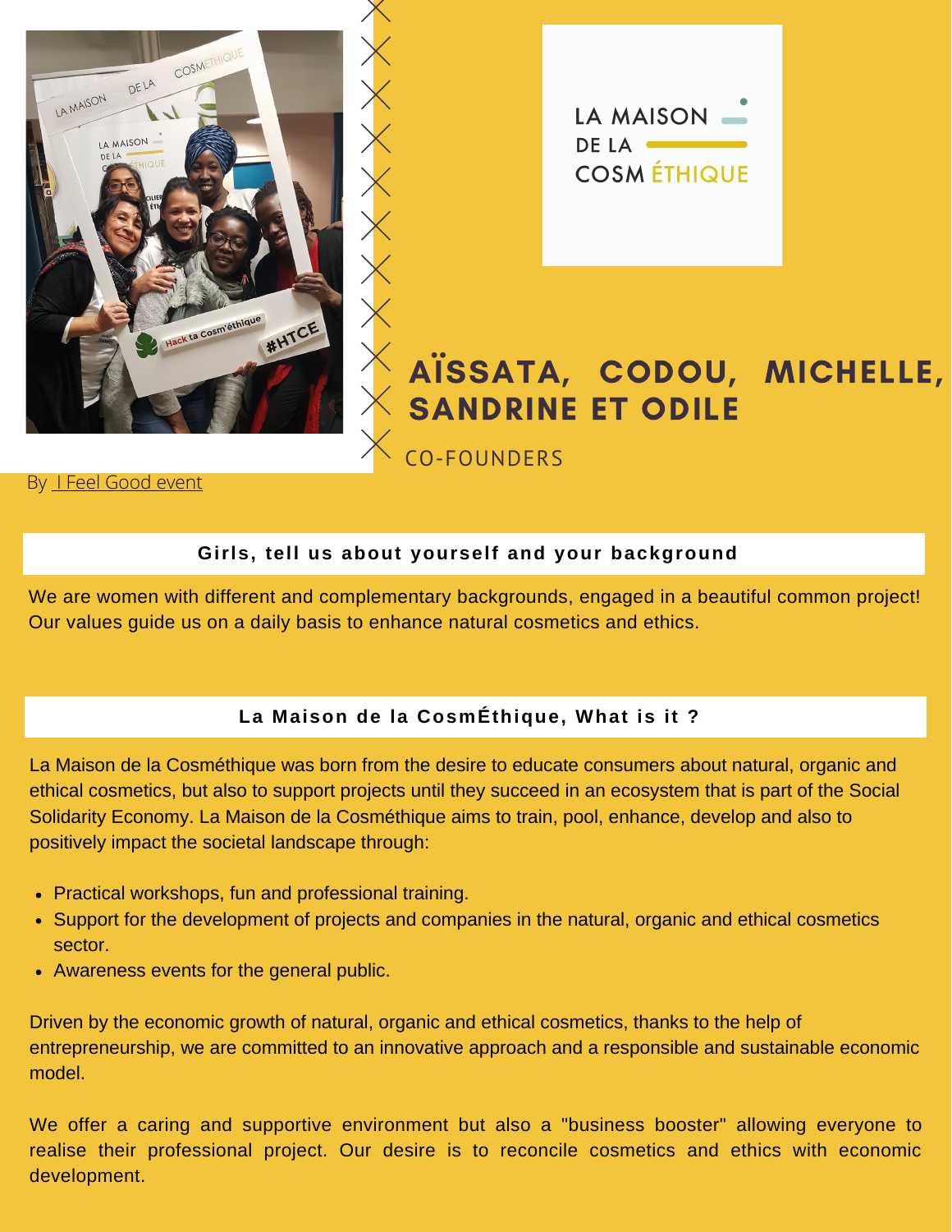# AÏSSATA, CODOU, MICHELLE, SANDRINE ET ODILE

CO-FOUNDERS

By I Feel Good event

## Girls, tell us about yourself and your background

We are women with different and complementary backgrounds, engaged in a beautiful common project! Our values guide us on a daily basis to enhance natural cosmetics and ethics.

## La Maison de la CosmÉthique, What is it ?

La Maison de la Cosméthique was born from the desire to educate consumers about natural, organic and ethical cosmetics, but also to support projects until they succeed in an ecosystem that is part of the Social Solidarity Economy. La Maison de la Cosméthique aims to train, pool, enhance, develop and also to positively impact the societal landscape through:

- Practical workshops, fun and professional training.
- Support for the development of projects and companies in the natural, organic and ethical cosmetics sector.
- Awareness events for the general public.

Driven by the economic growth of natural, organic and ethical cosmetics, thanks to the help of entrepreneurship, we are committed to an innovative approach and a responsible and sustainable economic model.

We offer a caring and supportive environment but also a "business booster" allowing everyone to realise their professional project. Our desire is to reconcile cosmetics and ethics with economic development.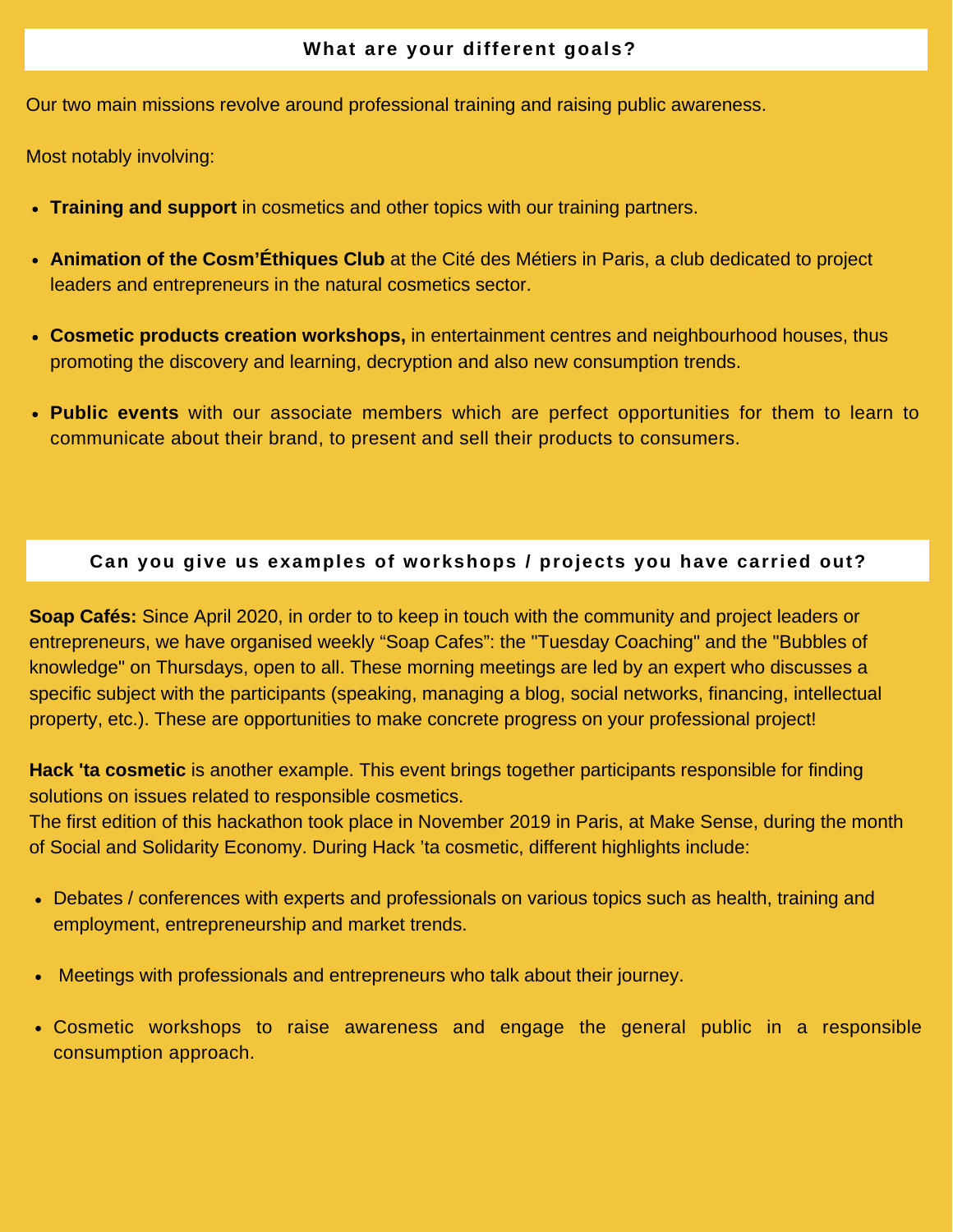## What are your different goals?

Our two main missions revolve around professional training and raising public awareness.

Most notably involving:

- **Training and support** in cosmetics and other topics with our training partners.
- **Animation of the Cosm'Éthiques Club** at the Cité des Métiers in Paris, a club dedicated to project leaders and entrepreneurs in the natural cosmetics sector.
- **Cosmetic products creation workshops,** in entertainment centres and neighbourhood houses, thus promoting the discovery and learning, decryption and also new consumption trends.
- **Public events** with our associate members which are perfect opportunities for them to learn to communicate about their brand, to present and sell their products to consumers.

## Can you give us examples of workshops / projects you have carried out?

**Soap Cafés:** Since April 2020, in order to to keep in touch with the community and project leaders or entrepreneurs, we have organised weekly "Soap Cafes": the "Tuesday Coaching" and the "Bubbles of knowledge" on Thursdays, open to all. These morning meetings are led by an expert who discusses a specific subject with the participants (speaking, managing a blog, social networks, financing, intellectual property, etc.). These are opportunities to make concrete progress on your professional project!

**Hack 'ta cosmetic** is another example. This event brings together participants responsible for finding solutions on issues related to responsible cosmetics.
The first edition of this hackathon took place in November 2019 in Paris, at Make Sense, during the month of Social and Solidarity Economy. During Hack 'ta cosmetic, different highlights include:

- Debates / conferences with experts and professionals on various topics such as health, training and employment, entrepreneurship and market trends.
- Meetings with professionals and entrepreneurs who talk about their journey.
- Cosmetic workshops to raise awareness and engage the general public in a responsible consumption approach.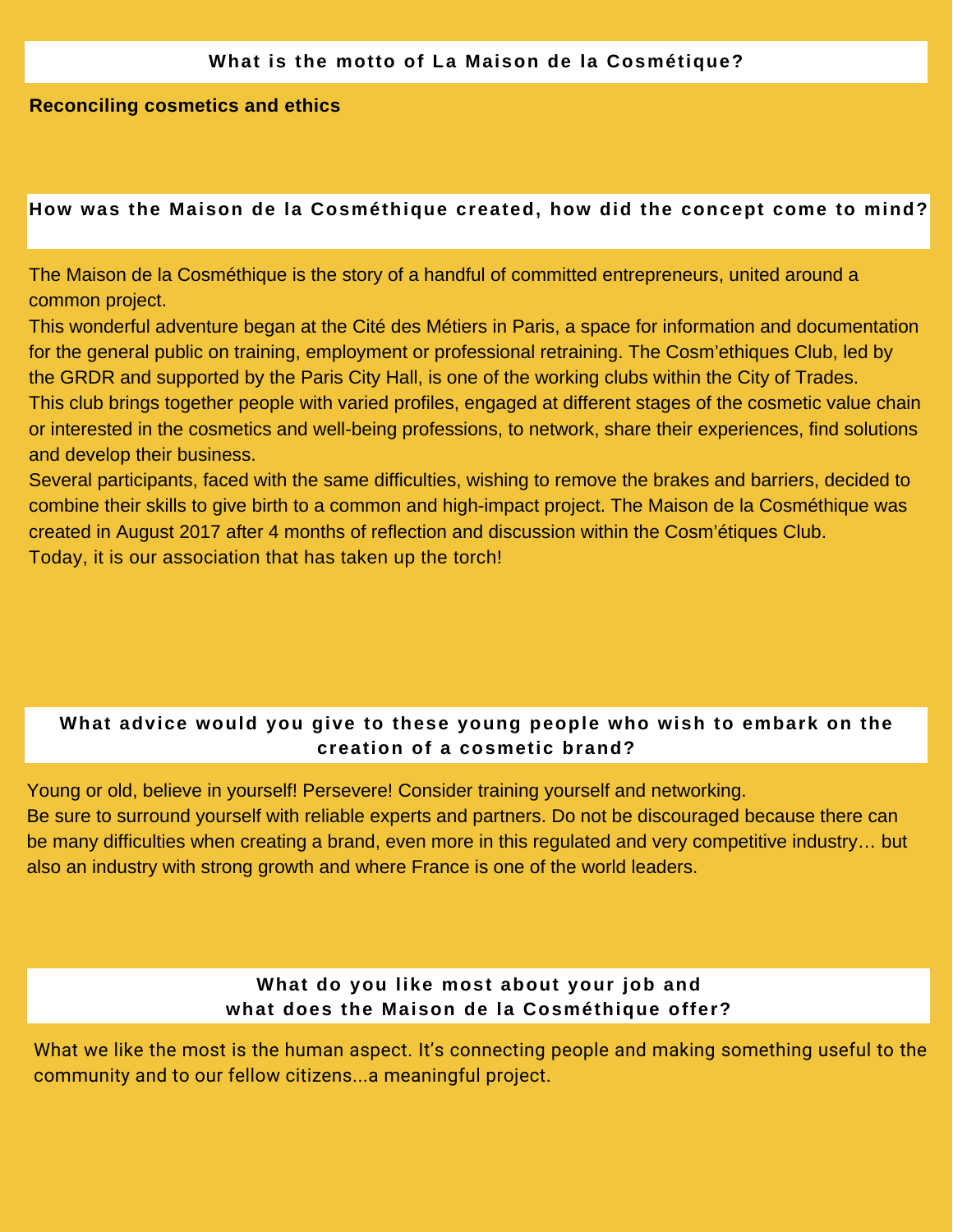## What is the motto of La Maison de la Cosmétique?

**Reconciling cosmetics and ethics**

## How was the Maison de la Cosméthique created, how did the concept come to mind?

The Maison de la Cosméthique is the story of a handful of committed entrepreneurs, united around a common project.

This wonderful adventure began at the Cité des Métiers in Paris, a space for information and documentation for the general public on training, employment or professional retraining. The Cosm'ethiques Club, led by the GRDR and supported by the Paris City Hall, is one of the working clubs within the City of Trades.

This club brings together people with varied profiles, engaged at different stages of the cosmetic value chain or interested in the cosmetics and well-being professions, to network, share their experiences, find solutions and develop their business.

Several participants, faced with the same difficulties, wishing to remove the brakes and barriers, decided to combine their skills to give birth to a common and high-impact project. The Maison de la Cosméthique was created in August 2017 after 4 months of reflection and discussion within the Cosm'étiques Club.

Today, it is our association that has taken up the torch!

## What advice would you give to these young people who wish to embark on the creation of a cosmetic brand?

Young or old, believe in yourself! Persevere! Consider training yourself and networking.

Be sure to surround yourself with reliable experts and partners. Do not be discouraged because there can be many difficulties when creating a brand, even more in this regulated and very competitive industry… but also an industry with strong growth and where France is one of the world leaders.

## What do you like most about your job and what does the Maison de la Cosméthique offer?

What we like the most is the human aspect. It's connecting people and making something useful to the community and to our fellow citizens...a meaningful project.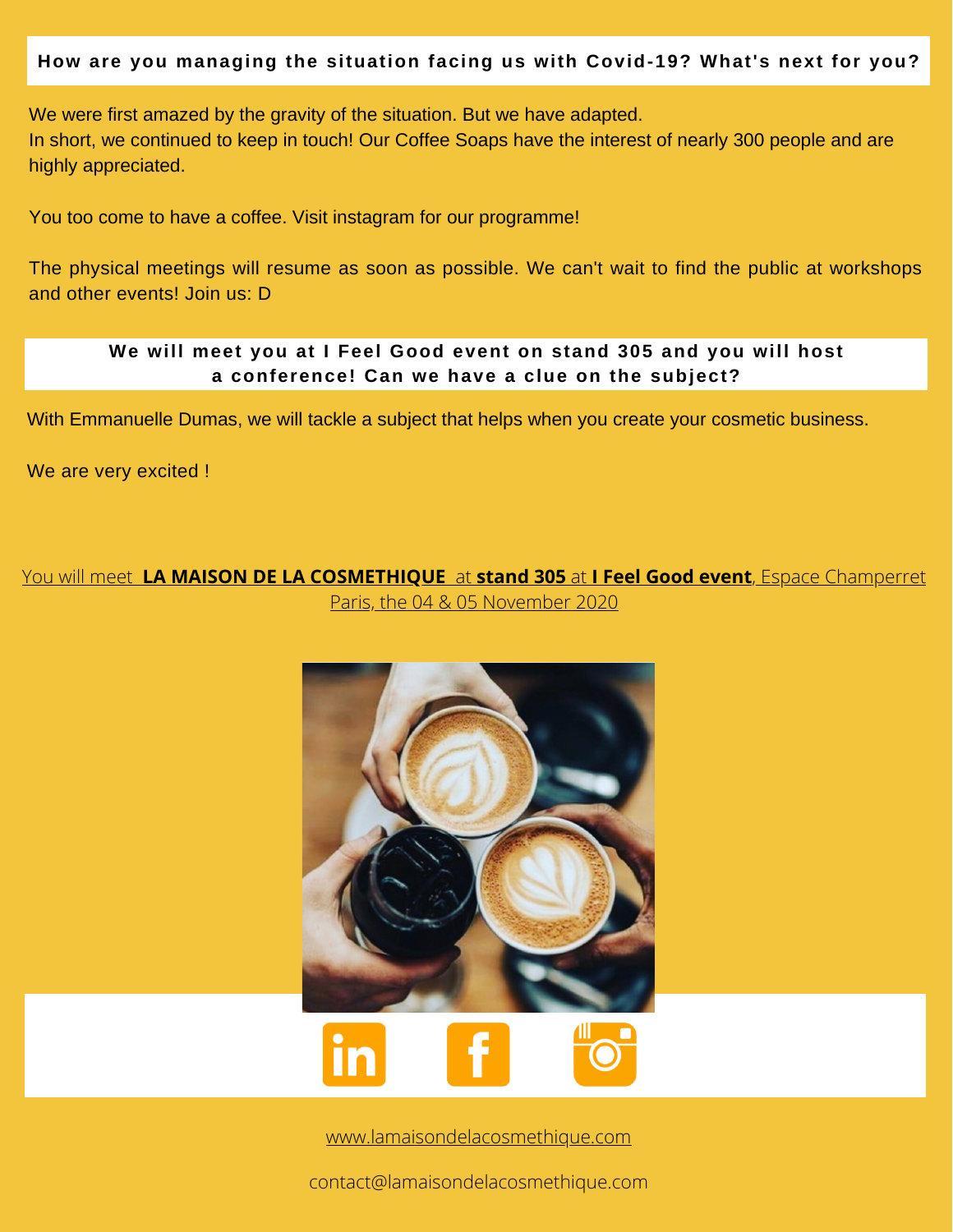**How are you managing the situation facing us with Covid-19? What's next for you?**

We were first amazed by the gravity of the situation. But we have adapted.
In short, we continued to keep in touch! Our Coffee Soaps have the interest of nearly 300 people and are highly appreciated.

You too come to have a coffee. Visit instagram for our programme!

The physical meetings will resume as soon as possible. We can't wait to find the public at workshops and other events! Join us: D

**We will meet you at I Feel Good event on stand 305 and you will host a conference! Can we have a clue on the subject?**

With Emmanuelle Dumas, we will tackle a subject that helps when you create your cosmetic business.

We are very excited !

You will meet **LA MAISON DE LA COSMETHIQUE** at **stand 305** at **I Feel Good event**, Espace Champerret Paris, the 04 & 05 November 2020

www.lamaisondelacosmethique.com

contact@lamaisondelacosmethique.com